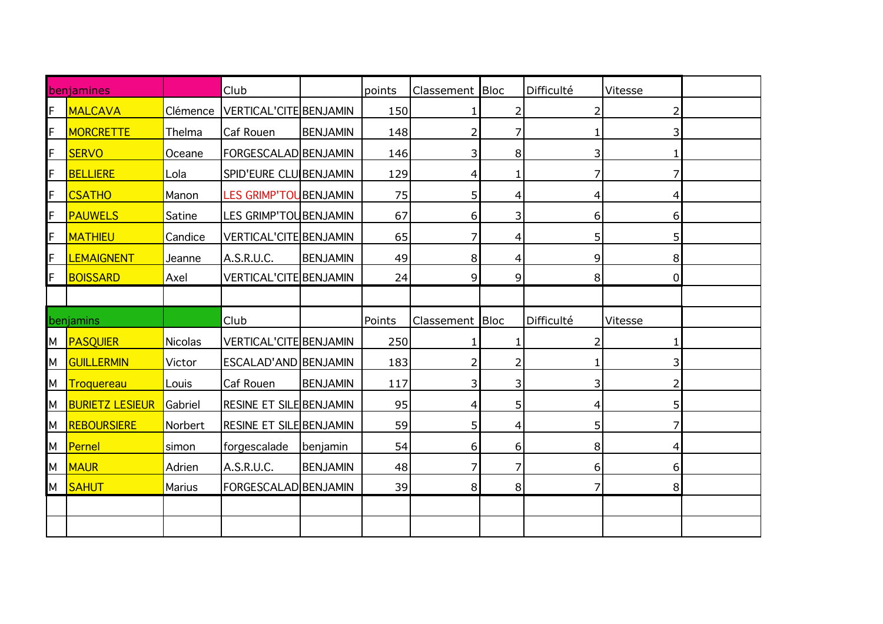| benjamines | | | Club | | points | Classement | Bloc | Difficulté | Vitesse |
|---|---|---|---|---|---|---|---|---|---|
| F | MALCAVA | Clémence | VERTICAL'CITE | BENJAMIN | 150 | 1 | 2 | 2 | 2 |
| F | MORCRETTE | Thelma | Caf Rouen | BENJAMIN | 148 | 2 | 7 | 1 | 3 |
| F | SERVO | Oceane | FORGESCALAD | BENJAMIN | 146 | 3 | 8 | 3 | 1 |
| F | BELLIERE | Lola | SPID'EURE CLU | BENJAMIN | 129 | 4 | 1 | 7 | 7 |
| F | CSATHO | Manon | LES GRIMP'TOU | BENJAMIN | 75 | 5 | 4 | 4 | 4 |
| F | PAUWELS | Satine | LES GRIMP'TOU | BENJAMIN | 67 | 6 | 3 | 6 | 6 |
| F | MATHIEU | Candice | VERTICAL'CITE | BENJAMIN | 65 | 7 | 4 | 5 | 5 |
| F | LEMAIGNENT | Jeanne | A.S.R.U.C. | BENJAMIN | 49 | 8 | 4 | 9 | 8 |
| F | BOISSARD | Axel | VERTICAL'CITE | BENJAMIN | 24 | 9 | 9 | 8 | 0 |

| benjamins | | | Club | | Points | Classement | Bloc | Difficulté | Vitesse |
|---|---|---|---|---|---|---|---|---|---|
| M | PASQUIER | Nicolas | VERTICAL'CITE | BENJAMIN | 250 | 1 | 1 | 2 | 1 |
| M | GUILLERMIN | Victor | ESCALAD'AND | BENJAMIN | 183 | 2 | 2 | 1 | 3 |
| M | Troquereau | Louis | Caf Rouen | BENJAMIN | 117 | 3 | 3 | 3 | 2 |
| M | BURIETZ LESIEUR | Gabriel | RESINE ET SILE | BENJAMIN | 95 | 4 | 5 | 4 | 5 |
| M | REBOURSIERE | Norbert | RESINE ET SILE | BENJAMIN | 59 | 5 | 4 | 5 | 7 |
| M | Pernel | simon | forgescalade | benjamin | 54 | 6 | 6 | 8 | 4 |
| M | MAUR | Adrien | A.S.R.U.C. | BENJAMIN | 48 | 7 | 7 | 6 | 6 |
| M | SAHUT | Marius | FORGESCALAD | BENJAMIN | 39 | 8 | 8 | 7 | 8 |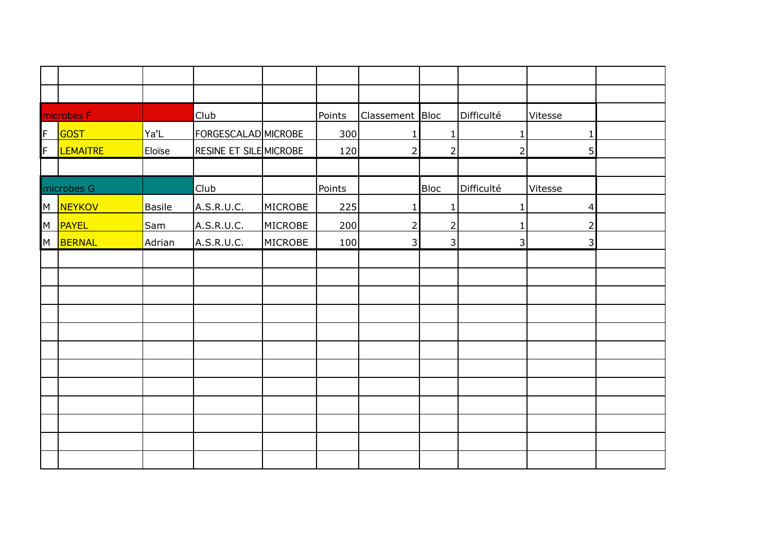| microbes F | | | Club | | Points | Classement | Bloc | Difficulté | Vitesse |
|---|---|---|---|---|---|---|---|---|---|
| F | GOST | Ya'L | FORGESCALAD | MICROBE | 300 | 1 | 1 | 1 | 1 |
| F | LEMAITRE | Eloïse | RESINE ET SILE | MICROBE | 120 | 2 | 2 | 2 | 5 |

| microbes G | | | Club | | Points | | Bloc | Difficulté | Vitesse |
|---|---|---|---|---|---|---|---|---|---|
| M | NEYKOV | Basile | A.S.R.U.C. | MICROBE | 225 | 1 | 1 | 1 | 4 |
| M | PAYEL | Sam | A.S.R.U.C. | MICROBE | 200 | 2 | 2 | 1 | 2 |
| M | BERNAL | Adrian | A.S.R.U.C. | MICROBE | 100 | 3 | 3 | 3 | 3 |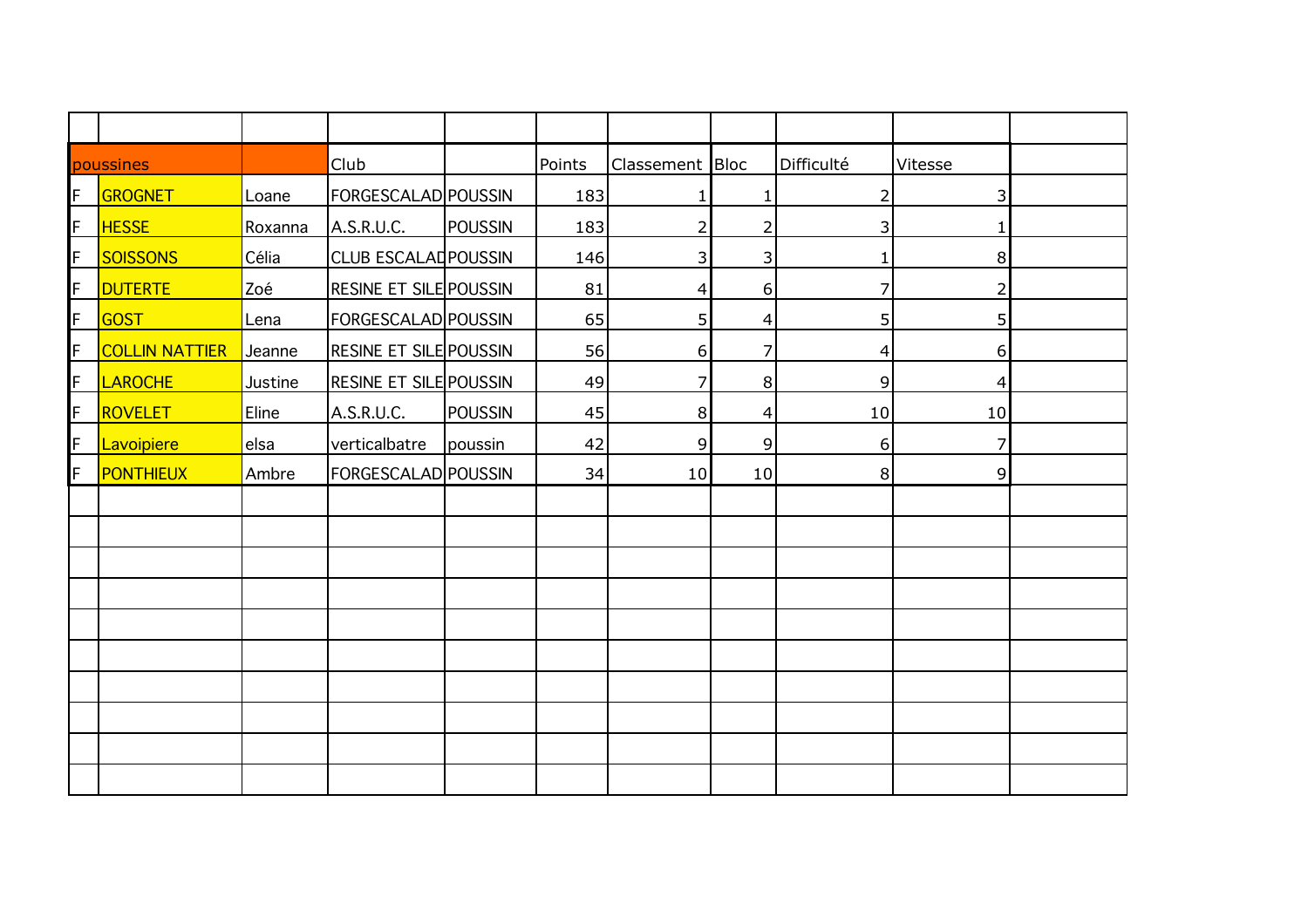| poussines | | | Club | | Points | Classement | Bloc | Difficulté | Vitesse | |
|---|---|---|---|---|---|---|---|---|---|---|
| F | GROGNET | Loane | FORGESCALAD | POUSSIN | 183 | 1 | 1 | 2 | 3 | |
| F | HESSE | Roxanna | A.S.R.U.C. | POUSSIN | 183 | 2 | 2 | 3 | 1 | |
| F | SOISSONS | Célia | CLUB ESCALAD | POUSSIN | 146 | 3 | 3 | 1 | 8 | |
| F | DUTERTE | Zoé | RESINE ET SILE | POUSSIN | 81 | 4 | 6 | 7 | 2 | |
| F | GOST | Lena | FORGESCALAD | POUSSIN | 65 | 5 | 4 | 5 | 5 | |
| F | COLLIN NATTIER | Jeanne | RESINE ET SILE | POUSSIN | 56 | 6 | 7 | 4 | 6 | |
| F | LAROCHE | Justine | RESINE ET SILE | POUSSIN | 49 | 7 | 8 | 9 | 4 | |
| F | ROVELET | Eline | A.S.R.U.C. | POUSSIN | 45 | 8 | 4 | 10 | 10 | |
| F | Lavoipiere | elsa | verticalbatre | poussin | 42 | 9 | 9 | 6 | 7 | |
| F | PONTHIEUX | Ambre | FORGESCALAD | POUSSIN | 34 | 10 | 10 | 8 | 9 | |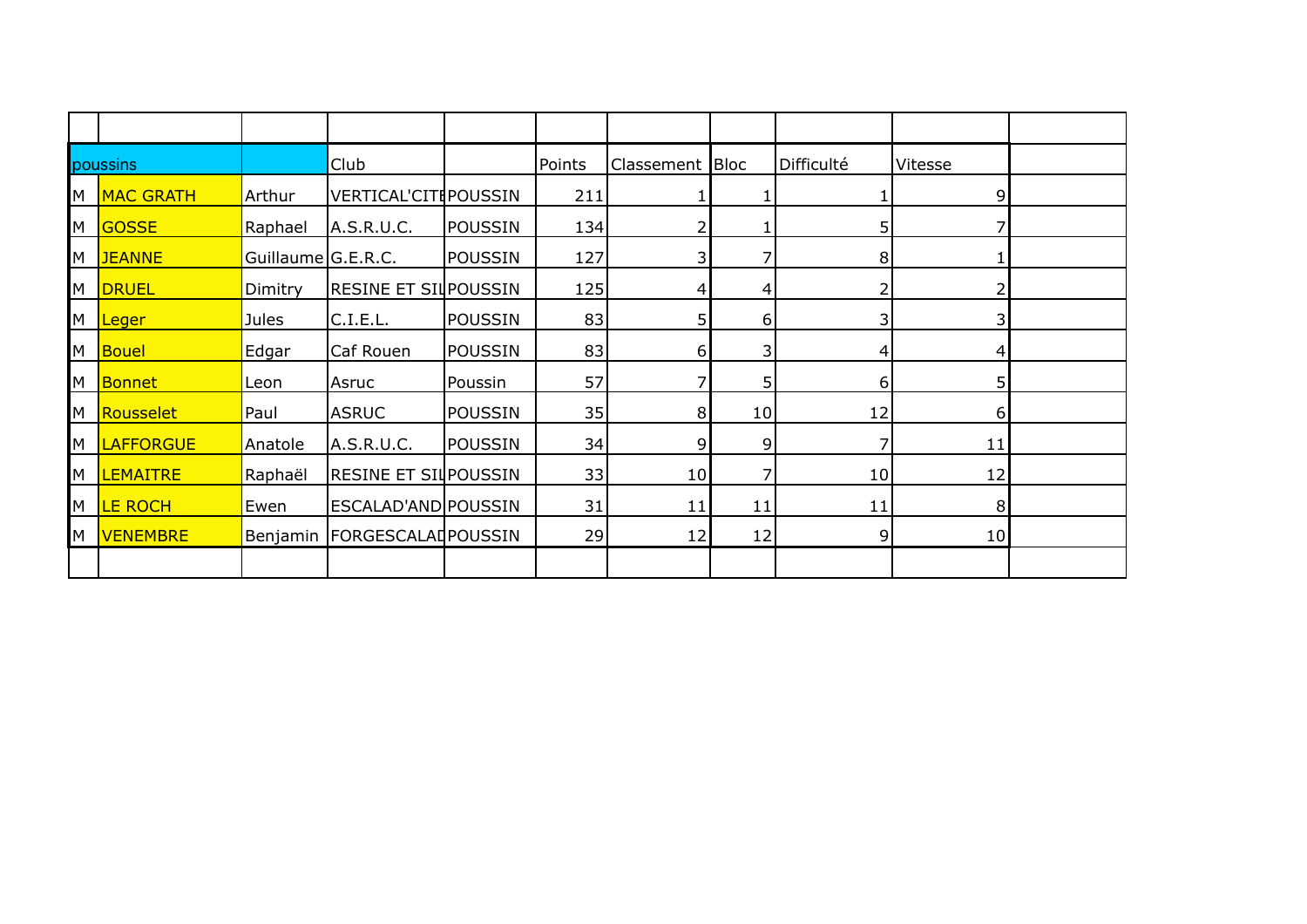| | | | | | | | | | | |
|---|---|---|---|---|---|---|---|---|---|---|
| poussins | | | Club | | Points | Classement | Bloc | Difficulté | Vitesse | |
| M | MAC GRATH | Arthur | VERTICAL'CITE | POUSSIN | 211 | 1 | 1 | 1 | 9 | |
| M | GOSSE | Raphael | A.S.R.U.C. | POUSSIN | 134 | 2 | 1 | 5 | 7 | |
| M | JEANNE | Guillaume | G.E.R.C. | POUSSIN | 127 | 3 | 7 | 8 | 1 | |
| M | DRUEL | Dimitry | RESINE ET SIL | POUSSIN | 125 | 4 | 4 | 2 | 2 | |
| M | Leger | Jules | C.I.E.L. | POUSSIN | 83 | 5 | 6 | 3 | 3 | |
| M | Bouel | Edgar | Caf Rouen | POUSSIN | 83 | 6 | 3 | 4 | 4 | |
| M | Bonnet | Leon | Asruc | Poussin | 57 | 7 | 5 | 6 | 5 | |
| M | Rousselet | Paul | ASRUC | POUSSIN | 35 | 8 | 10 | 12 | 6 | |
| M | LAFFORGUE | Anatole | A.S.R.U.C. | POUSSIN | 34 | 9 | 9 | 7 | 11 | |
| M | LEMAITRE | Raphaël | RESINE ET SIL | POUSSIN | 33 | 10 | 7 | 10 | 12 | |
| M | LE ROCH | Ewen | ESCALAD'AND | POUSSIN | 31 | 11 | 11 | 11 | 8 | |
| M | VENEMBRE | Benjamin | FORGESCALAD | POUSSIN | 29 | 12 | 12 | 9 | 10 | |